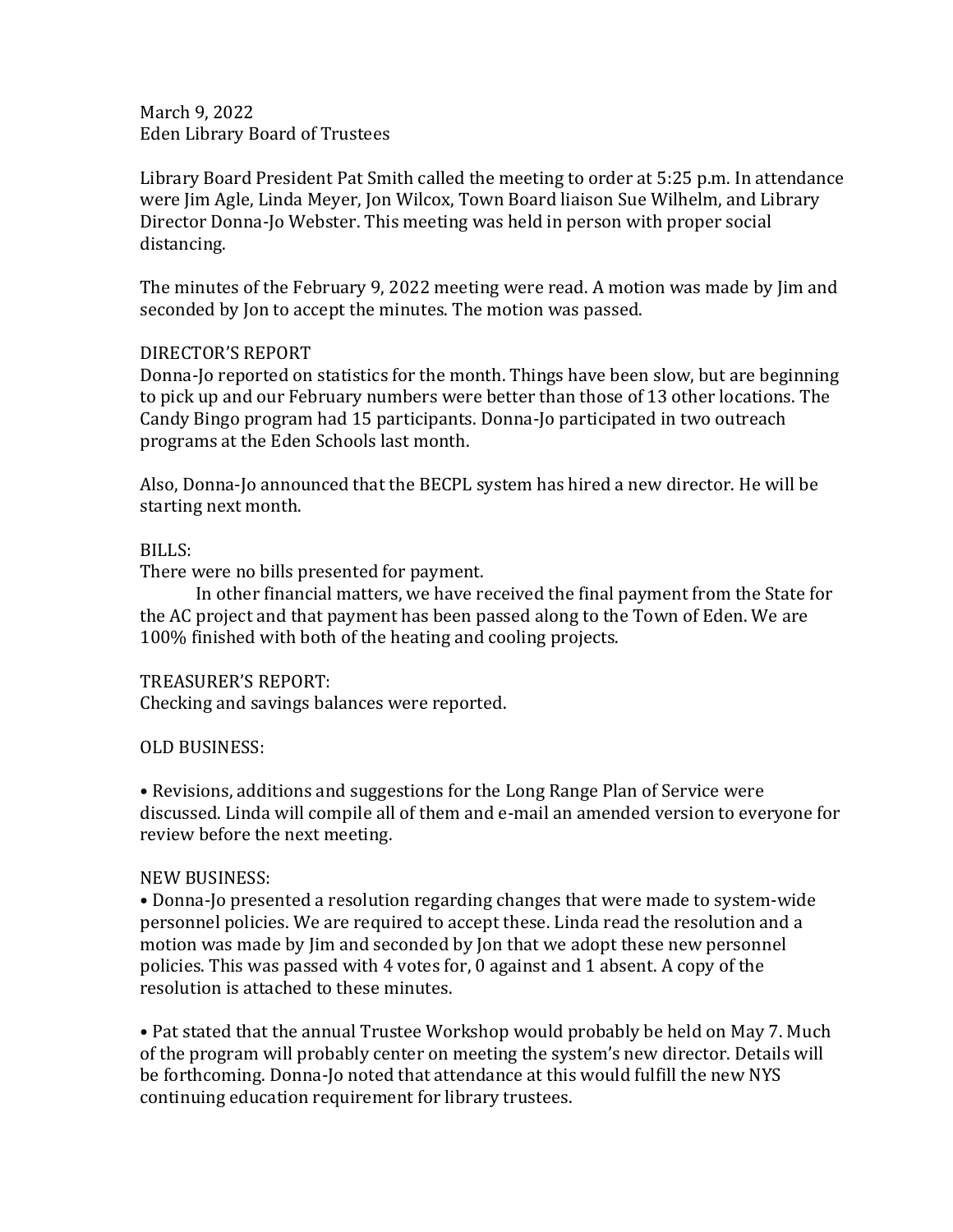March 9, 2022
Eden Library Board of Trustees

Library Board President Pat Smith called the meeting to order at 5:25 p.m. In attendance were Jim Agle, Linda Meyer, Jon Wilcox, Town Board liaison Sue Wilhelm, and Library Director Donna-Jo Webster. This meeting was held in person with proper social distancing.

The minutes of the February 9, 2022 meeting were read. A motion was made by Jim and seconded by Jon to accept the minutes. The motion was passed.

DIRECTOR'S REPORT
Donna-Jo reported on statistics for the month. Things have been slow, but are beginning to pick up and our February numbers were better than those of 13 other locations. The Candy Bingo program had 15 participants. Donna-Jo participated in two outreach programs at the Eden Schools last month.

Also, Donna-Jo announced that the BECPL system has hired a new director. He will be starting next month.

BILLS:
There were no bills presented for payment.

In other financial matters, we have received the final payment from the State for the AC project and that payment has been passed along to the Town of Eden. We are 100% finished with both of the heating and cooling projects.

TREASURER'S REPORT:
Checking and savings balances were reported.

OLD BUSINESS:

• Revisions, additions and suggestions for the Long Range Plan of Service were discussed. Linda will compile all of them and e-mail an amended version to everyone for review before the next meeting.

NEW BUSINESS:
• Donna-Jo presented a resolution regarding changes that were made to system-wide personnel policies. We are required to accept these. Linda read the resolution and a motion was made by Jim and seconded by Jon that we adopt these new personnel policies. This was passed with 4 votes for, 0 against and 1 absent. A copy of the resolution is attached to these minutes.

• Pat stated that the annual Trustee Workshop would probably be held on May 7. Much of the program will probably center on meeting the system's new director. Details will be forthcoming. Donna-Jo noted that attendance at this would fulfill the new NYS continuing education requirement for library trustees.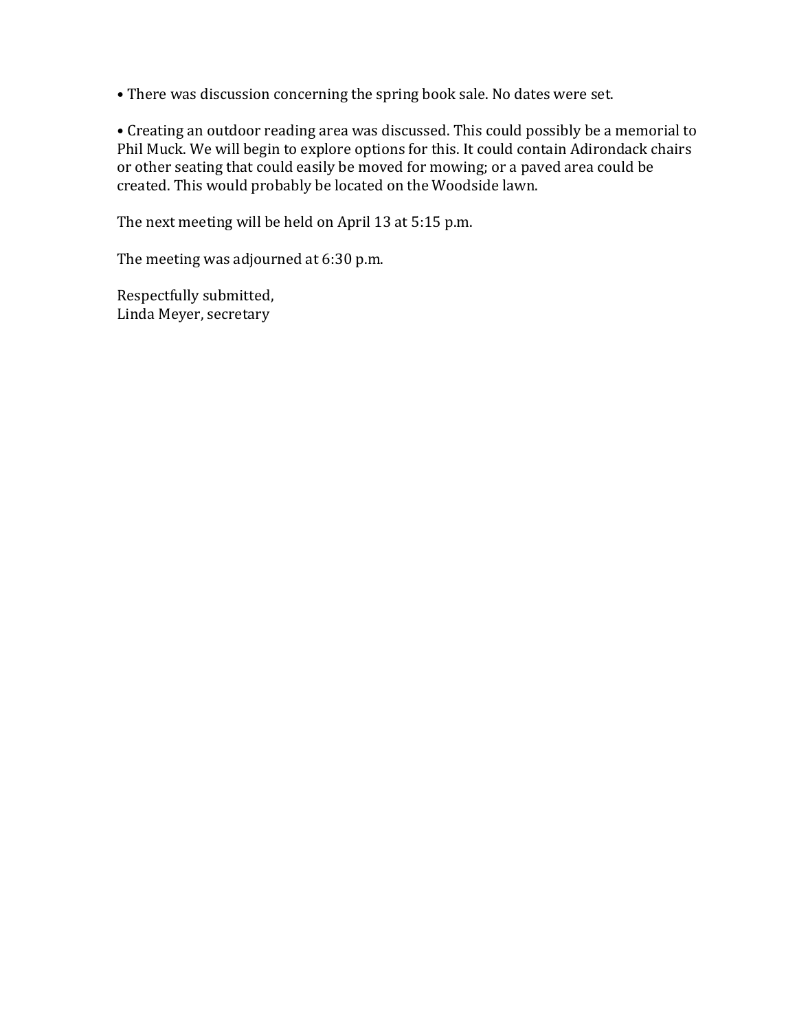- There was discussion concerning the spring book sale. No dates were set.

- Creating an outdoor reading area was discussed. This could possibly be a memorial to Phil Muck. We will begin to explore options for this. It could contain Adirondack chairs or other seating that could easily be moved for mowing; or a paved area could be created. This would probably be located on the Woodside lawn.

The next meeting will be held on April 13 at 5:15 p.m.

The meeting was adjourned at 6:30 p.m.

Respectfully submitted,
Linda Meyer, secretary